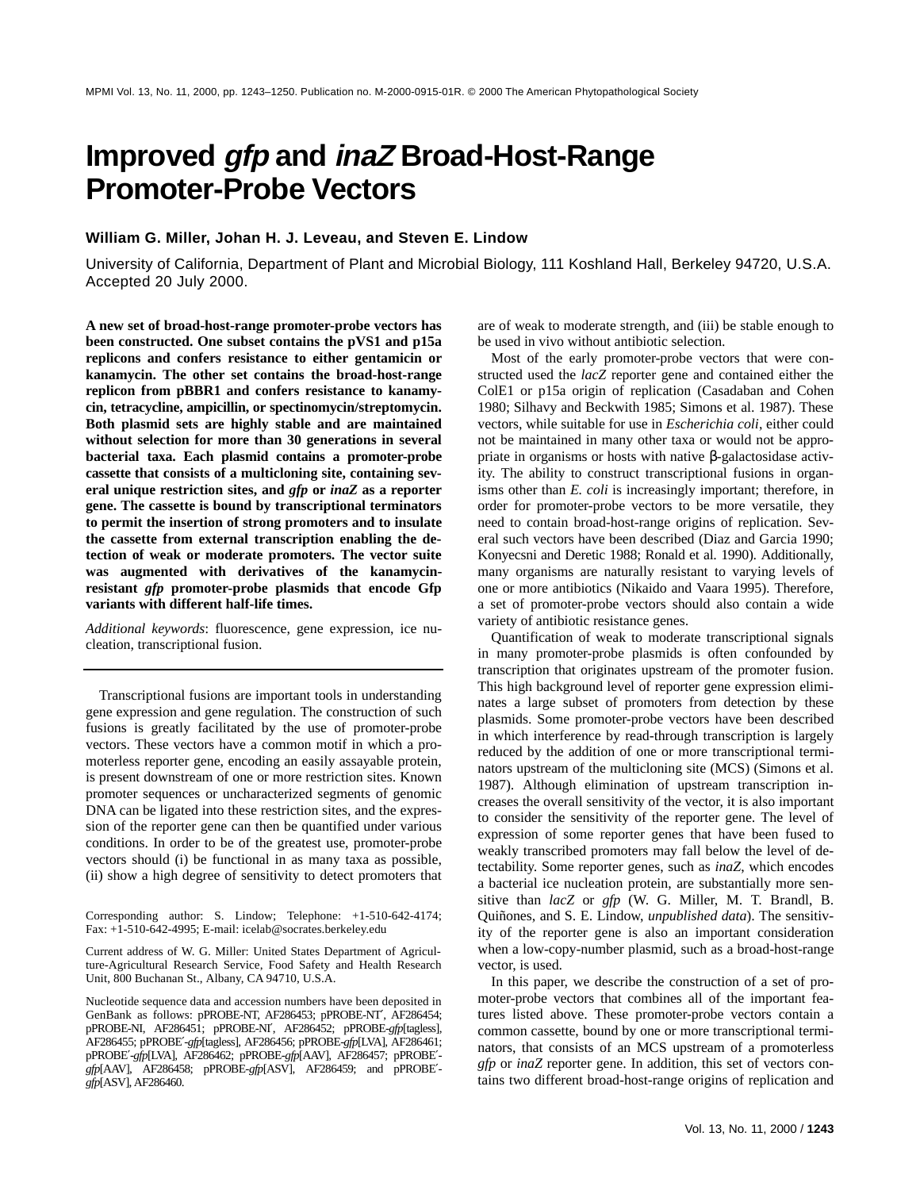# Improved *gfp* and *inaZ* Broad-Host-Range Promoter-Probe Vectors

**William G. Miller, Johan H. J. Leveau, and Steven E. Lindow**

University of California, Department of Plant and Microbial Biology, 111 Koshland Hall, Berkeley 94720, U.S.A. Accepted 20 July 2000.

**A new set of broad-host-range promoter-probe vectors has been constructed. One subset contains the pVS1 and p15a replicons and confers resistance to either gentamicin or kanamycin. The other set contains the broad-host-range replicon from pBBR1 and confers resistance to kanamycin, tetracycline, ampicillin, or spectinomycin/streptomycin. Both plasmid sets are highly stable and are maintained without selection for more than 30 generations in several bacterial taxa. Each plasmid contains a promoter-probe cassette that consists of a multicloning site, containing several unique restriction sites, and *gfp* or *inaZ* as a reporter gene. The cassette is bound by transcriptional terminators to permit the insertion of strong promoters and to insulate the cassette from external transcription enabling the detection of weak or moderate promoters. The vector suite was augmented with derivatives of the kanamycin-resistant *gfp* promoter-probe plasmids that encode Gfp variants with different half-life times.**

*Additional keywords*: fluorescence, gene expression, ice nucleation, transcriptional fusion.

---

Transcriptional fusions are important tools in understanding gene expression and gene regulation. The construction of such fusions is greatly facilitated by the use of promoter-probe vectors. These vectors have a common motif in which a promoterless reporter gene, encoding an easily assayable protein, is present downstream of one or more restriction sites. Known promoter sequences or uncharacterized segments of genomic DNA can be ligated into these restriction sites, and the expression of the reporter gene can then be quantified under various conditions. In order to be of the greatest use, promoter-probe vectors should (i) be functional in as many taxa as possible, (ii) show a high degree of sensitivity to detect promoters that are of weak to moderate strength, and (iii) be stable enough to be used in vivo without antibiotic selection.

Most of the early promoter-probe vectors that were constructed used the *lacZ* reporter gene and contained either the ColE1 or p15a origin of replication (Casadaban and Cohen 1980; Silhavy and Beckwith 1985; Simons et al. 1987). These vectors, while suitable for use in *Escherichia coli*, either could not be maintained in many other taxa or would not be appropriate in organisms or hosts with native β-galactosidase activity. The ability to construct transcriptional fusions in organisms other than *E. coli* is increasingly important; therefore, in order for promoter-probe vectors to be more versatile, they need to contain broad-host-range origins of replication. Several such vectors have been described (Diaz and Garcia 1990; Konyecsni and Deretic 1988; Ronald et al. 1990). Additionally, many organisms are naturally resistant to varying levels of one or more antibiotics (Nikaido and Vaara 1995). Therefore, a set of promoter-probe vectors should also contain a wide variety of antibiotic resistance genes.

Quantification of weak to moderate transcriptional signals in many promoter-probe plasmids is often confounded by transcription that originates upstream of the promoter fusion. This high background level of reporter gene expression eliminates a large subset of promoters from detection by these plasmids. Some promoter-probe vectors have been described in which interference by read-through transcription is largely reduced by the addition of one or more transcriptional terminators upstream of the multicloning site (MCS) (Simons et al. 1987). Although elimination of upstream transcription increases the overall sensitivity of the vector, it is also important to consider the sensitivity of the reporter gene. The level of expression of some reporter genes that have been fused to weakly transcribed promoters may fall below the level of detectability. Some reporter genes, such as *inaZ*, which encodes a bacterial ice nucleation protein, are substantially more sensitive than *lacZ* or *gfp* (W. G. Miller, M. T. Brandl, B. Quiñones, and S. E. Lindow, *unpublished data*). The sensitivity of the reporter gene is also an important consideration when a low-copy-number plasmid, such as a broad-host-range vector, is used.

In this paper, we describe the construction of a set of promoter-probe vectors that combines all of the important features listed above. These promoter-probe vectors contain a common cassette, bound by one or more transcriptional terminators, that consists of an MCS upstream of a promoterless *gfp* or *inaZ* reporter gene. In addition, this set of vectors contains two different broad-host-range origins of replication and

Corresponding author: S. Lindow; Telephone: +1-510-642-4174; Fax: +1-510-642-4995; E-mail: icelab@socrates.berkeley.edu

Current address of W. G. Miller: United States Department of Agriculture-Agricultural Research Service, Food Safety and Health Research Unit, 800 Buchanan St., Albany, CA 94710, U.S.A.

Nucleotide sequence data and accession numbers have been deposited in GenBank as follows: pPROBE-NT, AF286453; pPROBE-NT′, AF286454; pPROBE-NI, AF286451; pPROBE-NI′, AF286452; pPROBE-*gfp*[tagless], AF286455; pPROBE′-*gfp*[tagless], AF286456; pPROBE-*gfp*[LVA], AF286461; pPROBE′-*gfp*[LVA], AF286462; pPROBE-*gfp*[AAV], AF286457; pPROBE′-*gfp*[AAV], AF286458; pPROBE-*gfp*[ASV], AF286459; and pPROBE′-*gfp*[ASV], AF286460.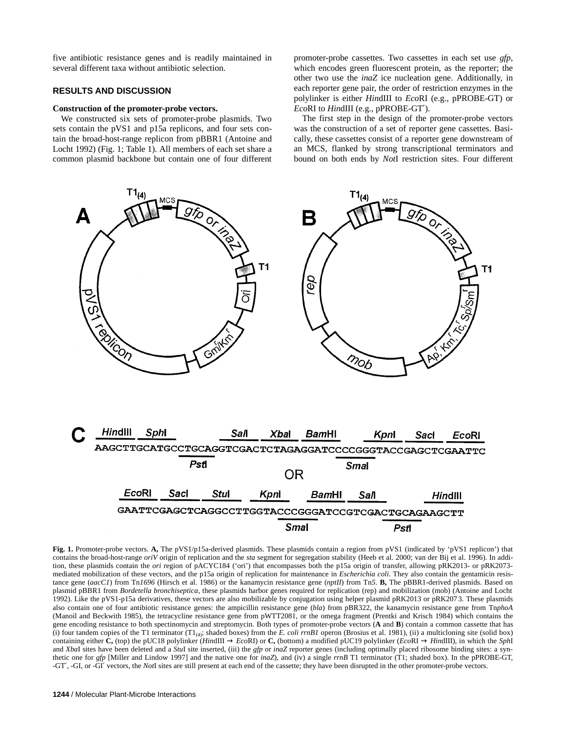five antibiotic resistance genes and is readily maintained in several different taxa without antibiotic selection.

## RESULTS AND DISCUSSION

### Construction of the promoter-probe vectors.

We constructed six sets of promoter-probe plasmids. Two sets contain the pVS1 and p15a replicons, and four sets contain the broad-host-range replicon from pBBR1 (Antoine and Locht 1992) (Fig. 1; Table 1). All members of each set share a common plasmid backbone but contain one of four different promoter-probe cassettes. Two cassettes in each set use *gfp*, which encodes green fluorescent protein, as the reporter; the other two use the *inaZ* ice nucleation gene. Additionally, in each reporter gene pair, the order of restriction enzymes in the polylinker is either *Hin*dIII to *Eco*RI (e.g., pPROBE-GT) or *Eco*RI to *Hin*dIII (e.g., pPROBE-GT′).

The first step in the design of the promoter-probe vectors was the construction of a set of reporter gene cassettes. Basically, these cassettes consist of a reporter gene downstream of an MCS, flanked by strong transcriptional terminators and bound on both ends by *Not*I restriction sites. Four different

**Fig. 1.** Promoter-probe vectors. **A,** The pVS1/p15a-derived plasmids. These plasmids contain a region from pVS1 (indicated by 'pVS1 replicon') that contains the broad-host-range *oriV* origin of replication and the *sta* segment for segregation stability (Heeb et al. 2000; van der Bij et al. 1996). In addition, these plasmids contain the *ori* region of pACYC184 ('ori') that encompasses both the p15a origin of transfer, allowing pRK2013- or pRK2073-mediated mobilization of these vectors, and the p15a origin of replication for maintenance in *Escherichia coli*. They also contain the gentamicin resistance gene (*aacC1*) from Tn*1696* (Hirsch et al. 1986) or the kanamycin resistance gene (*nptII*) from Tn*5*. **B,** The pBBR1-derived plasmids. Based on plasmid pBBR1 from *Bordetella bronchiseptica*, these plasmids harbor genes required for replication (rep) and mobilization (mob) (Antoine and Locht 1992). Like the pVS1-p15a derivatives, these vectors are also mobilizable by conjugation using helper plasmid pRK2013 or pRK2073. These plasmids also contain one of four antibiotic resistance genes: the ampicillin resistance gene (*bla*) from pBR322, the kanamycin resistance gene from Tn*phoA* (Manoil and Beckwith 1985), the tetracycline resistance gene from pWTT2081, or the omega fragment (Prentki and Krisch 1984) which contains the gene encoding resistance to both spectinomycin and streptomycin. Both types of promoter-probe vectors (**A** and **B**) contain a common cassette that has (i) four tandem copies of the T1 terminator ($T1_{(4)}$; shaded boxes) from the *E. coli rrnB1* operon (Brosius et al. 1981), (ii) a multicloning site (solid box) containing either **C,** (top) the pUC18 polylinker (*Hin*dIII → *Eco*RI) or **C,** (bottom) a modified pUC19 polylinker (*Eco*RI → *Hin*dIII), in which the *Sph*I and *Xba*I sites have been deleted and a *Stu*I site inserted, (iii) the *gfp* or *inaZ* reporter genes (including optimally placed ribosome binding sites: a synthetic one for *gfp* [Miller and Lindow 1997] and the native one for *inaZ*), and (iv) a single *rrnB* T1 terminator (T1; shaded box). In the pPROBE-GT, -GT′, -GI, or -GI′ vectors, the *Not*I sites are still present at each end of the cassette; they have been disrupted in the other promoter-probe vectors.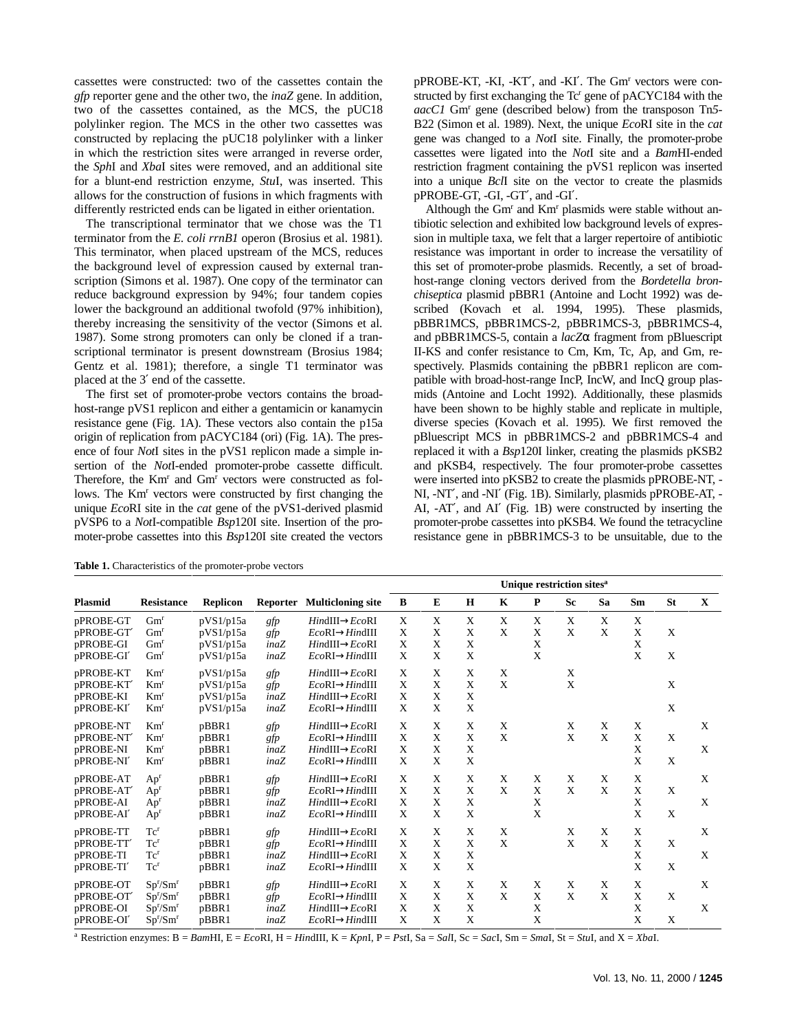cassettes were constructed: two of the cassettes contain the *gfp* reporter gene and the other two, the *inaZ* gene. In addition, two of the cassettes contained, as the MCS, the pUC18 polylinker region. The MCS in the other two cassettes was constructed by replacing the pUC18 polylinker with a linker in which the restriction sites were arranged in reverse order, the *Sph*I and *Xba*I sites were removed, and an additional site for a blunt-end restriction enzyme, *Stu*I, was inserted. This allows for the construction of fusions in which fragments with differently restricted ends can be ligated in either orientation.

The transcriptional terminator that we chose was the T1 terminator from the *E. coli rrnB1* operon (Brosius et al. 1981). This terminator, when placed upstream of the MCS, reduces the background level of expression caused by external transcription (Simons et al. 1987). One copy of the terminator can reduce background expression by 94%; four tandem copies lower the background an additional twofold (97% inhibition), thereby increasing the sensitivity of the vector (Simons et al. 1987). Some strong promoters can only be cloned if a transcriptional terminator is present downstream (Brosius 1984; Gentz et al. 1981); therefore, a single T1 terminator was placed at the 3′ end of the cassette.

The first set of promoter-probe vectors contains the broad-host-range pVS1 replicon and either a gentamicin or kanamycin resistance gene (Fig. 1A). These vectors also contain the p15a origin of replication from pACYC184 (ori) (Fig. 1A). The presence of four *Not*I sites in the pVS1 replicon made a simple insertion of the *Not*I-ended promoter-probe cassette difficult. Therefore, the Km$^r$ and Gm$^r$ vectors were constructed as follows. The Km$^r$ vectors were constructed by first changing the unique *Eco*RI site in the *cat* gene of the pVS1-derived plasmid pVSP6 to a *Not*I-compatible *Bsp*120I site. Insertion of the promoter-probe cassettes into this *Bsp*120I site created the vectors pPROBE-KT, -KI, -KT′, and -KI′. The Gm$^r$ vectors were constructed by first exchanging the Tc$^r$ gene of pACYC184 with the *aacC1* Gm$^r$ gene (described below) from the transposon Tn*5*-B22 (Simon et al. 1989). Next, the unique *Eco*RI site in the *cat* gene was changed to a *Not*I site. Finally, the promoter-probe cassettes were ligated into the *Not*I site and a *Bam*HI-ended restriction fragment containing the pVS1 replicon was inserted into a unique *Bcl*I site on the vector to create the plasmids pPROBE-GT, -GI, -GT′, and -GI′.

Although the Gm$^r$ and Km$^r$ plasmids were stable without antibiotic selection and exhibited low background levels of expression in multiple taxa, we felt that a larger repertoire of antibiotic resistance was important in order to increase the versatility of this set of promoter-probe plasmids. Recently, a set of broad-host-range cloning vectors derived from the *Bordetella bronchiseptica* plasmid pBBR1 (Antoine and Locht 1992) was described (Kovach et al. 1994, 1995). These plasmids, pBBR1MCS, pBBR1MCS-2, pBBR1MCS-3, pBBR1MCS-4, and pBBR1MCS-5, contain a *lacZ*α fragment from pBluescript II-KS and confer resistance to Cm, Km, Tc, Ap, and Gm, respectively. Plasmids containing the pBBR1 replicon are compatible with broad-host-range IncP, IncW, and IncQ group plasmids (Antoine and Locht 1992). Additionally, these plasmids have been shown to be highly stable and replicate in multiple, diverse species (Kovach et al. 1995). We first removed the pBluescript MCS in pBBR1MCS-2 and pBBR1MCS-4 and replaced it with a *Bsp*120I linker, creating the plasmids pKSB2 and pKSB4, respectively. The four promoter-probe cassettes were inserted into pKSB2 to create the plasmids pPROBE-NT, -NI, -NT′, and -NI′ (Fig. 1B). Similarly, plasmids pPROBE-AT, -AI, -AT′, and AI′ (Fig. 1B) were constructed by inserting the promoter-probe cassettes into pKSB4. We found the tetracycline resistance gene in pBBR1MCS-3 to be unsuitable, due to the

**Table 1.** Characteristics of the promoter-probe vectors

| Plasmid | Resistance | Replicon | Reporter | Multicloning site | Unique restriction sites[a] | | | | | | | | | |
|---|---|---|---|---|---|---|---|---|---|---|---|---|---|---|
| | | | | | B | E | H | K | P | Sc | Sa | Sm | St | X |
| pPROBE-GT | Gm$^r$ | pVS1/p15a | *gfp* | *Hin*dIII→*Eco*RI | X | X | X | X | X | X | X | X | | |
| pPROBE-GT′ | Gm$^r$ | pVS1/p15a | *gfp* | *Eco*RI→*Hin*dIII | X | X | X | X | X | X | X | X | X | |
| pPROBE-GI | Gm$^r$ | pVS1/p15a | *inaZ* | *Hin*dIII→*Eco*RI | X | X | X | | X | | | X | | |
| pPROBE-GI′ | Gm$^r$ | pVS1/p15a | *inaZ* | *Eco*RI→*Hin*dIII | X | X | X | | X | | | X | X | |
| pPROBE-KT | Km$^r$ | pVS1/p15a | *gfp* | *Hin*dIII→*Eco*RI | X | X | X | X | | X | | | | |
| pPROBE-KT′ | Km$^r$ | pVS1/p15a | *gfp* | *Eco*RI→*Hin*dIII | X | X | X | X | | X | | | X | |
| pPROBE-KI | Km$^r$ | pVS1/p15a | *inaZ* | *Hin*dIII→*Eco*RI | X | X | X | | | | | | | |
| pPROBE-KI′ | Km$^r$ | pVS1/p15a | *inaZ* | *Eco*RI→*Hin*dIII | X | X | X | | | | | | X | |
| pPROBE-NT | Km$^r$ | pBBR1 | *gfp* | *Hin*dIII→*Eco*RI | X | X | X | X | | X | X | X | | X |
| pPROBE-NT′ | Km$^r$ | pBBR1 | *gfp* | *Eco*RI→*Hin*dIII | X | X | X | X | | X | X | X | X | |
| pPROBE-NI | Km$^r$ | pBBR1 | *inaZ* | *Hin*dIII→*Eco*RI | X | X | X | | | | | X | | X |
| pPROBE-NI′ | Km$^r$ | pBBR1 | *inaZ* | *Eco*RI→*Hin*dIII | X | X | X | | | | | X | X | |
| pPROBE-AT | Ap$^r$ | pBBR1 | *gfp* | *Hin*dIII→*Eco*RI | X | X | X | X | X | X | X | X | | X |
| pPROBE-AT′ | Ap$^r$ | pBBR1 | *gfp* | *Eco*RI→*Hin*dIII | X | X | X | X | X | X | X | X | X | |
| pPROBE-AI | Ap$^r$ | pBBR1 | *inaZ* | *Hin*dIII→*Eco*RI | X | X | X | | X | | | X | | X |
| pPROBE-AI′ | Ap$^r$ | pBBR1 | *inaZ* | *Eco*RI→*Hin*dIII | X | X | X | | X | | | X | X | |
| pPROBE-TT | Tc$^r$ | pBBR1 | *gfp* | *Hin*dIII→*Eco*RI | X | X | X | X | | X | X | X | | X |
| pPROBE-TT′ | Tc$^r$ | pBBR1 | *gfp* | *Eco*RI→*Hin*dIII | X | X | X | X | | X | X | X | X | |
| pPROBE-TI | Tc$^r$ | pBBR1 | *inaZ* | *Hin*dIII→*Eco*RI | X | X | X | | | | | X | | X |
| pPROBE-TI′ | Tc$^r$ | pBBR1 | *inaZ* | *Eco*RI→*Hin*dIII | X | X | X | | | | | X | X | |
| pPROBE-OT | Sp$^r$/Sm$^r$ | pBBR1 | *gfp* | *Hin*dIII→*Eco*RI | X | X | X | X | X | X | X | X | | X |
| pPROBE-OT′ | Sp$^r$/Sm$^r$ | pBBR1 | *gfp* | *Eco*RI→*Hin*dIII | X | X | X | X | X | X | X | X | X | |
| pPROBE-OI | Sp$^r$/Sm$^r$ | pBBR1 | *inaZ* | *Hin*dIII→*Eco*RI | X | X | X | | X | | | X | | X |
| pPROBE-OI′ | Sp$^r$/Sm$^r$ | pBBR1 | *inaZ* | *Eco*RI→*Hin*dIII | X | X | X | | X | | | X | X | |

[a] Restriction enzymes: B = *Bam*HI, E = *Eco*RI, H = *Hin*dIII, K = *Kpn*I, P = *Pst*I, Sa = *Sal*I, Sc = *Sac*I, Sm = *Sma*I, St = *Stu*I, and X = *Xba*I.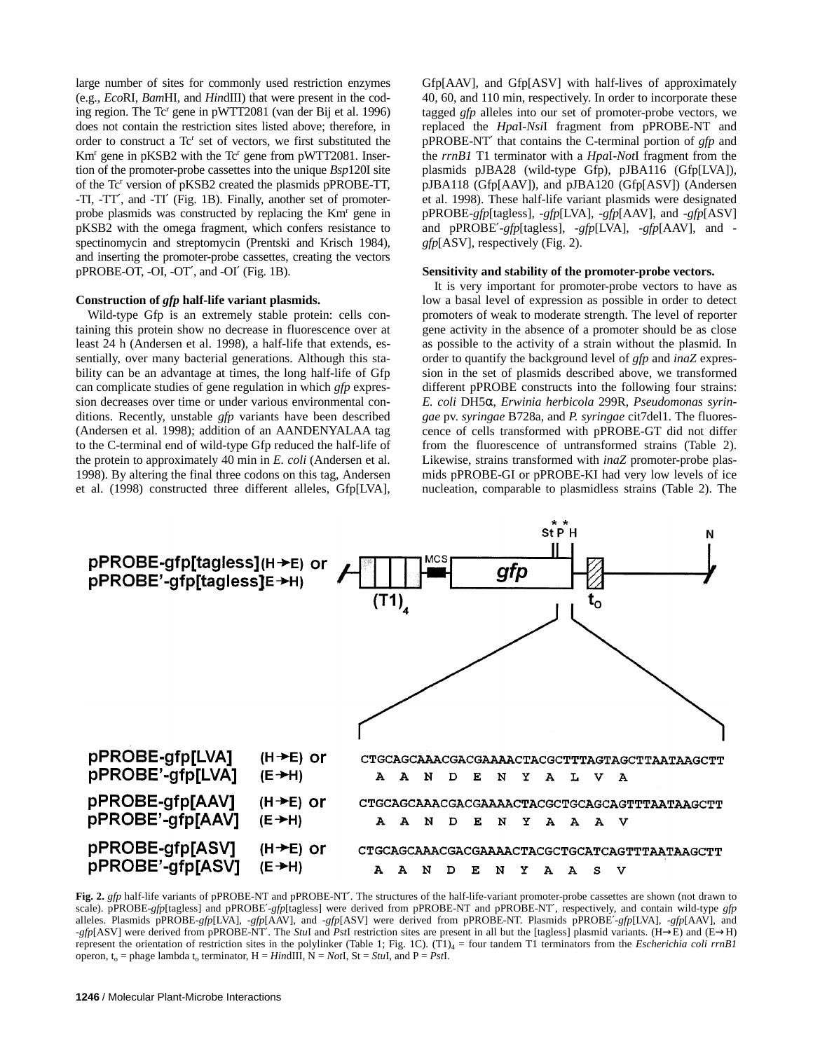large number of sites for commonly used restriction enzymes (e.g., *Eco*RI, *Bam*HI, and *Hin*dIII) that were present in the coding region. The Tc$^r$ gene in pWTT2081 (van der Bij et al. 1996) does not contain the restriction sites listed above; therefore, in order to construct a Tc$^r$ set of vectors, we first substituted the Km$^r$ gene in pKSB2 with the Tc$^r$ gene from pWTT2081. Insertion of the promoter-probe cassettes into the unique *Bsp*120I site of the Tc$^r$ version of pKSB2 created the plasmids pPROBE-TT, -TI, -TT′, and -TI′ (Fig. 1B). Finally, another set of promoter-probe plasmids was constructed by replacing the Km$^r$ gene in pKSB2 with the omega fragment, which confers resistance to spectinomycin and streptomycin (Prentski and Krisch 1984), and inserting the promoter-probe cassettes, creating the vectors pPROBE-OT, -OI, -OT′, and -OI′ (Fig. 1B).

**Construction of *gfp* half-life variant plasmids.**

Wild-type Gfp is an extremely stable protein: cells containing this protein show no decrease in fluorescence over at least 24 h (Andersen et al. 1998), a half-life that extends, essentially, over many bacterial generations. Although this stability can be an advantage at times, the long half-life of Gfp can complicate studies of gene regulation in which *gfp* expression decreases over time or under various environmental conditions. Recently, unstable *gfp* variants have been described (Andersen et al. 1998); addition of an AANDENYALAA tag to the C-terminal end of wild-type Gfp reduced the half-life of the protein to approximately 40 min in *E. coli* (Andersen et al. 1998). By altering the final three codons on this tag, Andersen et al. (1998) constructed three different alleles, Gfp[LVA], Gfp[AAV], and Gfp[ASV] with half-lives of approximately 40, 60, and 110 min, respectively. In order to incorporate these tagged *gfp* alleles into our set of promoter-probe vectors, we replaced the *Hpa*I-*Nsi*I fragment from pPROBE-NT and pPROBE-NT′ that contains the C-terminal portion of *gfp* and the *rrnB1* T1 terminator with a *Hpa*I-*Not*I fragment from the plasmids pJBA28 (wild-type Gfp), pJBA116 (Gfp[LVA]), pJBA118 (Gfp[AAV]), and pJBA120 (Gfp[ASV]) (Andersen et al. 1998). These half-life variant plasmids were designated pPROBE-*gfp*[tagless], -*gfp*[LVA], -*gfp*[AAV], and -*gfp*[ASV] and pPROBE′-*gfp*[tagless], -*gfp*[LVA], -*gfp*[AAV], and -*gfp*[ASV], respectively (Fig. 2).

**Sensitivity and stability of the promoter-probe vectors.**

It is very important for promoter-probe vectors to have as low a basal level of expression as possible in order to detect promoters of weak to moderate strength. The level of reporter gene activity in the absence of a promoter should be as close as possible to the activity of a strain without the plasmid. In order to quantify the background level of *gfp* and *inaZ* expression in the set of plasmids described above, we transformed different pPROBE constructs into the following four strains: *E. coli* DH5α, *Erwinia herbicola* 299R, *Pseudomonas syringae* pv. *syringae* B728a, and *P. syringae* cit7del1. The fluorescence of cells transformed with pPROBE-GT did not differ from the fluorescence of untransformed strains (Table 2). Likewise, strains transformed with *inaZ* promoter-probe plasmids pPROBE-GI or pPROBE-KI had very low levels of ice nucleation, comparable to plasmidless strains (Table 2). The

pPROBE-gfp[tagless] (H→E) or pPROBE′-gfp[tagless] (E→H)

pPROBE-gfp[LVA] (H→E) or pPROBE′-gfp[LVA] (E→H)
CTGCAGCAAACGACGAAAACTACGCTTTAGTAGCTTAATAAGCTT
A A N D E N Y A L V A

pPROBE-gfp[AAV] (H→E) or pPROBE′-gfp[AAV] (E→H)
CTGCAGCAAACGACGAAAACTACGCTGCAGCAGTTTAATAAGCTT
A A N D E N Y A A A V

pPROBE-gfp[ASV] (H→E) or pPROBE′-gfp[ASV] (E→H)
CTGCAGCAAACGACGAAAACTACGCTGCATCAGTTTAATAAGCTT
A A N D E N Y A A S V

**Fig. 2.** *gfp* half-life variants of pPROBE-NT and pPROBE-NT′. The structures of the half-life-variant promoter-probe cassettes are shown (not drawn to scale). pPROBE-*gfp*[tagless] and pPROBE′-*gfp*[tagless] were derived from pPROBE-NT and pPROBE-NT′, respectively, and contain wild-type *gfp* alleles. Plasmids pPROBE-*gfp*[LVA], -*gfp*[AAV], and -*gfp*[ASV] were derived from pPROBE-NT. Plasmids pPROBE′-*gfp*[LVA], -*gfp*[AAV], and -*gfp*[ASV] were derived from pPROBE-NT′. The *Stu*I and *Pst*I restriction sites are present in all but the [tagless] plasmid variants. (H→E) and (E→H) represent the orientation of restriction sites in the polylinker (Table 1; Fig. 1C). $(T1)_4$ = four tandem T1 terminators from the *Escherichia coli rrnB1* operon, $t_o$ = phage lambda $t_o$ terminator, H = *Hin*dIII, N = *Not*I, St = *Stu*I, and P = *Pst*I.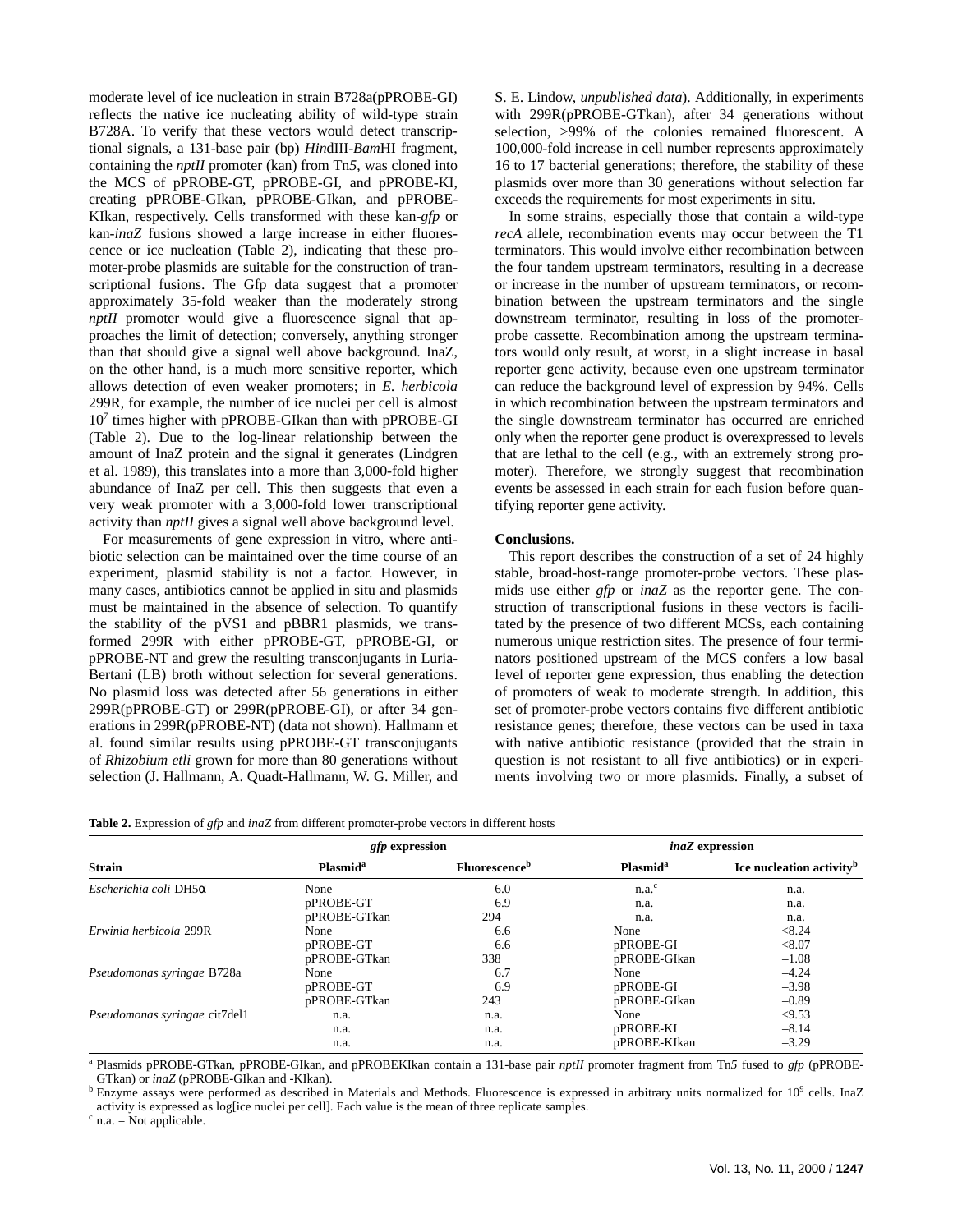moderate level of ice nucleation in strain B728a(pPROBE-GI) reflects the native ice nucleating ability of wild-type strain B728A. To verify that these vectors would detect transcriptional signals, a 131-base pair (bp) *Hin*dIII-*Bam*HI fragment, containing the *nptII* promoter (kan) from Tn*5*, was cloned into the MCS of pPROBE-GT, pPROBE-GI, and pPROBE-KI, creating pPROBE-GIkan, pPROBE-GIkan, and pPROBE-KIkan, respectively. Cells transformed with these kan-*gfp* or kan-*inaZ* fusions showed a large increase in either fluorescence or ice nucleation (Table 2), indicating that these promoter-probe plasmids are suitable for the construction of transcriptional fusions. The Gfp data suggest that a promoter approximately 35-fold weaker than the moderately strong *nptII* promoter would give a fluorescence signal that approaches the limit of detection; conversely, anything stronger than that should give a signal well above background. InaZ, on the other hand, is a much more sensitive reporter, which allows detection of even weaker promoters; in *E. herbicola* 299R, for example, the number of ice nuclei per cell is almost $10^7$ times higher with pPROBE-GIkan than with pPROBE-GI (Table 2). Due to the log-linear relationship between the amount of InaZ protein and the signal it generates (Lindgren et al. 1989), this translates into a more than 3,000-fold higher abundance of InaZ per cell. This then suggests that even a very weak promoter with a 3,000-fold lower transcriptional activity than *nptII* gives a signal well above background level.

For measurements of gene expression in vitro, where antibiotic selection can be maintained over the time course of an experiment, plasmid stability is not a factor. However, in many cases, antibiotics cannot be applied in situ and plasmids must be maintained in the absence of selection. To quantify the stability of the pVS1 and pBBR1 plasmids, we transformed 299R with either pPROBE-GT, pPROBE-GI, or pPROBE-NT and grew the resulting transconjugants in Luria-Bertani (LB) broth without selection for several generations. No plasmid loss was detected after 56 generations in either 299R(pPROBE-GT) or 299R(pPROBE-GI), or after 34 generations in 299R(pPROBE-NT) (data not shown). Hallmann et al. found similar results using pPROBE-GT transconjugants of *Rhizobium etli* grown for more than 80 generations without selection (J. Hallmann, A. Quadt-Hallmann, W. G. Miller, and S. E. Lindow, *unpublished data*). Additionally, in experiments with 299R(pPROBE-GTkan), after 34 generations without selection, >99% of the colonies remained fluorescent. A 100,000-fold increase in cell number represents approximately 16 to 17 bacterial generations; therefore, the stability of these plasmids over more than 30 generations without selection far exceeds the requirements for most experiments in situ.

In some strains, especially those that contain a wild-type *recA* allele, recombination events may occur between the T1 terminators. This would involve either recombination between the four tandem upstream terminators, resulting in a decrease or increase in the number of upstream terminators, or recombination between the upstream terminators and the single downstream terminator, resulting in loss of the promoter-probe cassette. Recombination among the upstream terminators would only result, at worst, in a slight increase in basal reporter gene activity, because even one upstream terminator can reduce the background level of expression by 94%. Cells in which recombination between the upstream terminators and the single downstream terminator has occurred are enriched only when the reporter gene product is overexpressed to levels that are lethal to the cell (e.g., with an extremely strong promoter). Therefore, we strongly suggest that recombination events be assessed in each strain for each fusion before quantifying reporter gene activity.

**Conclusions.**

This report describes the construction of a set of 24 highly stable, broad-host-range promoter-probe vectors. These plasmids use either *gfp* or *inaZ* as the reporter gene. The construction of transcriptional fusions in these vectors is facilitated by the presence of two different MCSs, each containing numerous unique restriction sites. The presence of four terminators positioned upstream of the MCS confers a low basal level of reporter gene expression, thus enabling the detection of promoters of weak to moderate strength. In addition, this set of promoter-probe vectors contains five different antibiotic resistance genes; therefore, these vectors can be used in taxa with native antibiotic resistance (provided that the strain in question is not resistant to all five antibiotics) or in experiments involving two or more plasmids. Finally, a subset of

**Table 2.** Expression of *gfp* and *inaZ* from different promoter-probe vectors in different hosts

| Strain | *gfp* expression | | *inaZ* expression | |
|---|---|---|---|---|
| | Plasmid[a] | Fluorescence[b] | Plasmid[a] | Ice nucleation activity[b] |
| *Escherichia coli* DH5α | None | 6.0 | n.a.[c] | n.a. |
| | pPROBE-GT | 6.9 | n.a. | n.a. |
| | pPROBE-GTkan | 294 | n.a. | n.a. |
| *Erwinia herbicola* 299R | None | 6.6 | None | <8.24 |
| | pPROBE-GT | 6.6 | pPROBE-GI | <8.07 |
| | pPROBE-GTkan | 338 | pPROBE-GIkan | –1.08 |
| *Pseudomonas syringae* B728a | None | 6.7 | None | –4.24 |
| | pPROBE-GT | 6.9 | pPROBE-GI | –3.98 |
| | pPROBE-GTkan | 243 | pPROBE-GIkan | –0.89 |
| *Pseudomonas syringae* cit7del1 | n.a. | n.a. | None | <9.53 |
| | n.a. | n.a. | pPROBE-KI | –8.14 |
| | n.a. | n.a. | pPROBE-KIkan | –3.29 |

[a] Plasmids pPROBE-GTkan, pPROBE-GIkan, and pPROBEKIkan contain a 131-base pair *nptII* promoter fragment from Tn*5* fused to *gfp* (pPROBE-GTkan) or *inaZ* (pPROBE-GIkan and -KIkan).

[b] Enzyme assays were performed as described in Materials and Methods. Fluorescence is expressed in arbitrary units normalized for $10^9$ cells. InaZ activity is expressed as log[ice nuclei per cell]. Each value is the mean of three replicate samples.

[c] n.a. = Not applicable.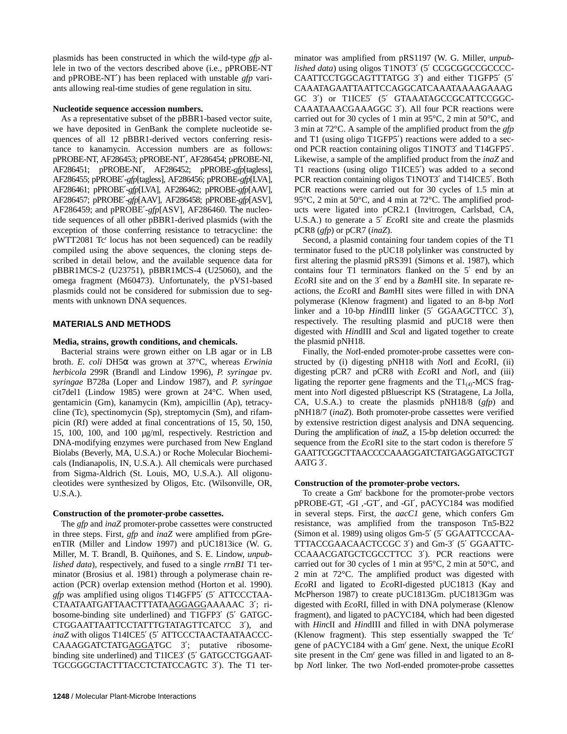plasmids has been constructed in which the wild-type *gfp* allele in two of the vectors described above (i.e., pPROBE-NT and pPROBE-NT′) has been replaced with unstable *gfp* variants allowing real-time studies of gene regulation in situ.

**Nucleotide sequence accession numbers.**

As a representative subset of the pBBR1-based vector suite, we have deposited in GenBank the complete nucleotide sequences of all 12 pBBR1-derived vectors conferring resistance to kanamycin. Accession numbers are as follows: pPROBE-NT, AF286453; pPROBE-NT′, AF286454; pPROBE-NI, AF286451; pPROBE-NI′, AF286452; pPROBE-*gfp*[tagless], AF286455; pPROBE′-*gfp*[tagless], AF286456; pPROBE-*gfp*[LVA], AF286461; pPROBE′-*gfp*[LVA], AF286462; pPROBE-*gfp*[AAV], AF286457; pPROBE′-*gfp*[AAV], AF286458; pPROBE-*gfp*[ASV], AF286459; and pPROBE′-*gfp*[ASV], AF286460. The nucleotide sequences of all other pBBR1-derived plasmids (with the exception of those conferring resistance to tetracycline: the pWTT2081 Tc^r locus has not been sequenced) can be readily compiled using the above sequences, the cloning steps described in detail below, and the available sequence data for pBBR1MCS-2 (U23751), pBBR1MCS-4 (U25060), and the omega fragment (M60473). Unfortunately, the pVS1-based plasmids could not be considered for submission due to segments with unknown DNA sequences.

## MATERIALS AND METHODS

**Media, strains, growth conditions, and chemicals.**

Bacterial strains were grown either on LB agar or in LB broth. *E. coli* DH5α was grown at 37°C, whereas *Erwinia herbicola* 299R (Brandl and Lindow 1996), *P. syringae* pv. *syringae* B728a (Loper and Lindow 1987), and *P. syringae* cit7del1 (Lindow 1985) were grown at 24°C. When used, gentamicin (Gm), kanamycin (Km), ampicillin (Ap), tetracycline (Tc), spectinomycin (Sp), streptomycin (Sm), and rifampicin (Rf) were added at final concentrations of 15, 50, 150, 15, 100, 100, and 100 µg/ml, respectively. Restriction and DNA-modifying enzymes were purchased from New England Biolabs (Beverly, MA, U.S.A.) or Roche Molecular Biochemicals (Indianapolis, IN, U.S.A.). All chemicals were purchased from Sigma-Aldrich (St. Louis, MO, U.S.A.). All oligonucleotides were synthesized by Oligos, Etc. (Wilsonville, OR, U.S.A.).

**Construction of the promoter-probe cassettes.**

The *gfp* and *inaZ* promoter-probe cassettes were constructed in three steps. First, *gfp* and *inaZ* were amplified from pGreenTIR (Miller and Lindow 1997) and pUC1813ice (W. G. Miller, M. T. Brandl, B. Quiñones, and S. E. Lindow, *unpublished data*), respectively, and fused to a single *rrnB1* T1 terminator (Brosius et al. 1981) through a polymerase chain reaction (PCR) overlap extension method (Horton et al. 1990). *gfp* was amplified using oligos T14GFP5′ (5′ ATTCCCTAACTAATAATGATTAACTTTATAAGGAGGAAAAAC 3′; ribosome-binding site underlined) and T1GFP3′ (5′ GATGCCTGGAATTAATTCCTATTTGTATAGTTCATCC 3′), and *inaZ* with oligos T14ICE5′ (5′ ATTCCCTAACTAATAACCCCAAAGGATCTATGAGGATGC 3′; putative ribosome-binding site underlined) and T1ICE3′ (5′ GATGCCTGGAATTGCGGGCTACTTTACCTCTATCCAGTC 3′). The T1 terminator was amplified from pRS1197 (W. G. Miller, *unpublished data*) using oligos T1NOT3′ (5′ CCGCGGCCGCCCCCAATTCCTGGCAGTTTATGG 3′) and either T1GFP5′ (5′ CAAATAGAATTAATTCCAGGCATCAAATAAAAGAAAGGC 3′) or T1ICE5′ (5′ GTAAATAGCCGCATTCCGGCCAAATAAACGAAAGGC 3′). All four PCR reactions were carried out for 30 cycles of 1 min at 95°C, 2 min at 50°C, and 3 min at 72°C. A sample of the amplified product from the *gfp* and T1 (using oligo T1GFP5′) reactions were added to a second PCR reaction containing oligos T1NOT3′ and T14GFP5′. Likewise, a sample of the amplified product from the *inaZ* and T1 reactions (using oligo T1ICE5′) was added to a second PCR reaction containing oligos T1NOT3′ and T14ICE5′. Both PCR reactions were carried out for 30 cycles of 1.5 min at 95°C, 2 min at 50°C, and 4 min at 72°C. The amplified products were ligated into pCR2.1 (Invitrogen, Carlsbad, CA, U.S.A.) to generate a 5′ *Eco*RI site and create the plasmids pCR8 (*gfp*) or pCR7 (*inaZ*).

Second, a plasmid containing four tandem copies of the T1 terminator fused to the pUC18 polylinker was constructed by first altering the plasmid pRS391 (Simons et al. 1987), which contains four T1 terminators flanked on the 5′ end by an *Eco*RI site and on the 3′ end by a *Bam*HI site. In separate reactions, the *Eco*RI and *Bam*HI sites were filled in with DNA polymerase (Klenow fragment) and ligated to an 8-bp *Not*I linker and a 10-bp *Hin*dIII linker (5′ GGAAGCTTCC 3′), respectively. The resulting plasmid and pUC18 were then digested with *Hin*dIII and *Sca*I and ligated together to create the plasmid pNH18.

Finally, the *Not*I-ended promoter-probe cassettes were constructed by (i) digesting pNH18 with *Not*I and *Eco*RI, (ii) digesting pCR7 and pCR8 with *Eco*RI and *Not*I, and (iii) ligating the reporter gene fragments and the $T1_{(4)}$-MCS fragment into *Not*I digested pBluescript KS (Stratagene, La Jolla, CA, U.S.A.) to create the plasmids pNH18/8 (*gfp*) and pNH18/7 (*inaZ*). Both promoter-probe cassettes were verified by extensive restriction digest analysis and DNA sequencing. During the amplification of *inaZ*, a 15-bp deletion occurred: the sequence from the *Eco*RI site to the start codon is therefore 5′ GAATTCGGCTTAACCCCAAAGGATCTATGAGGATGCTGTAATG 3′.

**Construction of the promoter-probe vectors.**

To create a Gm^r backbone for the promoter-probe vectors pPROBE-GT, -GI ,-GT′, and -GI′, pACYC184 was modified in several steps. First, the *aacC1* gene, which confers Gm resistance, was amplified from the transposon Tn*5*-B22 (Simon et al. 1989) using oligos Gm-5′ (5′ GGAATTCCCAATTTACCGAACAACTCCGC 3′) and Gm-3′ (5′ GGAATTCCCAAACGATGCTCGCCTTCC 3′). PCR reactions were carried out for 30 cycles of 1 min at 95°C, 2 min at 50°C, and 2 min at 72°C. The amplified product was digested with *Eco*RI and ligated to *Eco*RI-digested pUC1813 (Kay and McPherson 1987) to create pUC1813Gm. pUC1813Gm was digested with *Eco*RI, filled in with DNA polymerase (Klenow fragment), and ligated to pACYC184, which had been digested with *Hin*cII and *Hin*dIII and filled in with DNA polymerase (Klenow fragment). This step essentially swapped the Tc^r gene of pACYC184 with a Gm^r gene. Next, the unique *Eco*RI site present in the Cm^r gene was filled in and ligated to an 8-bp *Not*I linker. The two *Not*I-ended promoter-probe cassettes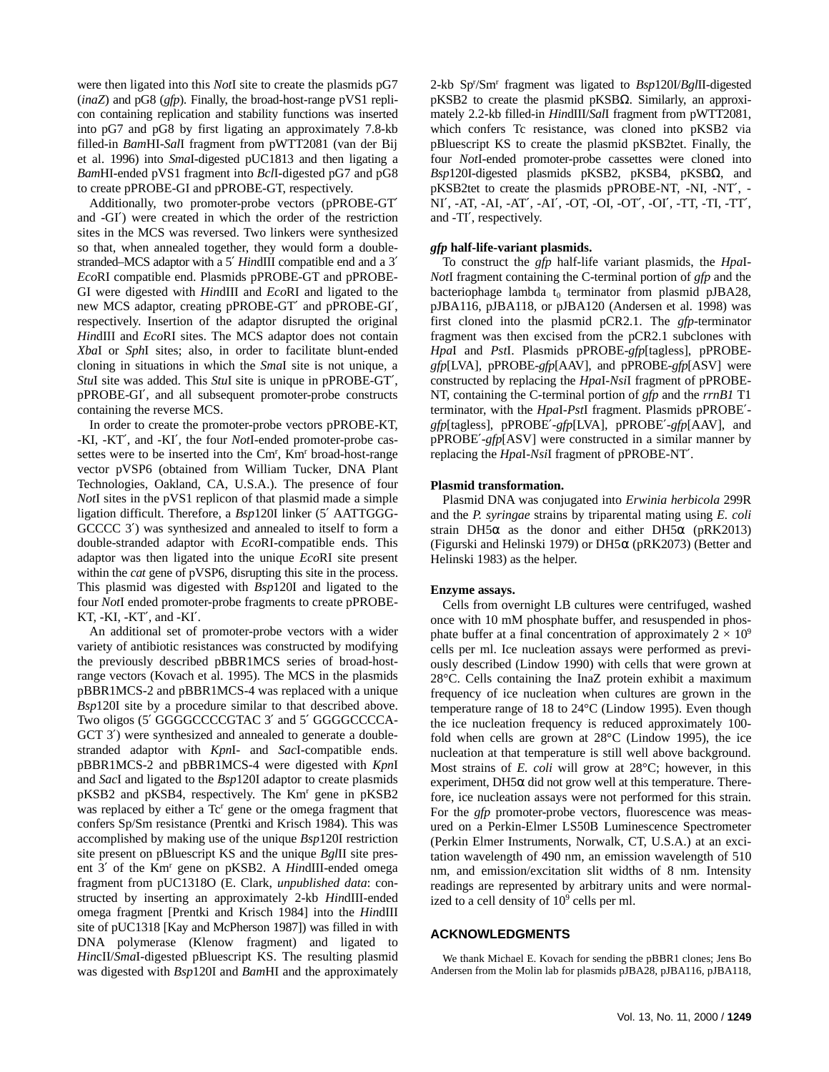were then ligated into this *Not*I site to create the plasmids pG7 (*inaZ*) and pG8 (*gfp*). Finally, the broad-host-range pVS1 replicon containing replication and stability functions was inserted into pG7 and pG8 by first ligating an approximately 7.8-kb filled-in *Bam*HI-*Sal*I fragment from pWTT2081 (van der Bij et al. 1996) into *Sma*I-digested pUC1813 and then ligating a *Bam*HI-ended pVS1 fragment into *Bcl*I-digested pG7 and pG8 to create pPROBE-GI and pPROBE-GT, respectively.

Additionally, two promoter-probe vectors (pPROBE-GT′ and -GI′) were created in which the order of the restriction sites in the MCS was reversed. Two linkers were synthesized so that, when annealed together, they would form a double-stranded–MCS adaptor with a 5′ *Hin*dIII compatible end and a 3′ *Eco*RI compatible end. Plasmids pPROBE-GT and pPROBE-GI were digested with *Hin*dIII and *Eco*RI and ligated to the new MCS adaptor, creating pPROBE-GT′ and pPROBE-GI′, respectively. Insertion of the adaptor disrupted the original *Hin*dIII and *Eco*RI sites. The MCS adaptor does not contain *Xba*I or *Sph*I sites; also, in order to facilitate blunt-ended cloning in situations in which the *Sma*I site is not unique, a *Stu*I site was added. This *Stu*I site is unique in pPROBE-GT′, pPROBE-GI′, and all subsequent promoter-probe constructs containing the reverse MCS.

In order to create the promoter-probe vectors pPROBE-KT, -KI, -KT′, and -KI′, the four *Not*I-ended promoter-probe cassettes were to be inserted into the Cm$^r$, Km$^r$ broad-host-range vector pVSP6 (obtained from William Tucker, DNA Plant Technologies, Oakland, CA, U.S.A.). The presence of four *Not*I sites in the pVS1 replicon of that plasmid made a simple ligation difficult. Therefore, a *Bsp*120I linker (5′ AATTGGG-GCCCC 3′) was synthesized and annealed to itself to form a double-stranded adaptor with *Eco*RI-compatible ends. This adaptor was then ligated into the unique *Eco*RI site present within the *cat* gene of pVSP6, disrupting this site in the process. This plasmid was digested with *Bsp*120I and ligated to the four *Not*I ended promoter-probe fragments to create pPROBE-KT, -KI, -KT′, and -KI′.

An additional set of promoter-probe vectors with a wider variety of antibiotic resistances was constructed by modifying the previously described pBBR1MCS series of broad-host-range vectors (Kovach et al. 1995). The MCS in the plasmids pBBR1MCS-2 and pBBR1MCS-4 was replaced with a unique *Bsp*120I site by a procedure similar to that described above. Two oligos (5′ GGGGCCCCGTAC 3′ and 5′ GGGGCCCCA-GCT 3′) were synthesized and annealed to generate a double-stranded adaptor with *Kpn*I- and *Sac*I-compatible ends. pBBR1MCS-2 and pBBR1MCS-4 were digested with *Kpn*I and *Sac*I and ligated to the *Bsp*120I adaptor to create plasmids pKSB2 and pKSB4, respectively. The Km$^r$ gene in pKSB2 was replaced by either a Tc$^r$ gene or the omega fragment that confers Sp/Sm resistance (Prentki and Krisch 1984). This was accomplished by making use of the unique *Bsp*120I restriction site present on pBluescript KS and the unique *Bgl*II site present 3′ of the Km$^r$ gene on pKSB2. A *Hin*dIII-ended omega fragment from pUC1318O (E. Clark, *unpublished data*: constructed by inserting an approximately 2-kb *Hin*dIII-ended omega fragment [Prentki and Krisch 1984] into the *Hin*dIII site of pUC1318 [Kay and McPherson 1987]) was filled in with DNA polymerase (Klenow fragment) and ligated to *Hin*cII/*Sma*I-digested pBluescript KS. The resulting plasmid was digested with *Bsp*120I and *Bam*HI and the approximately 2-kb Sp$^r$/Sm$^r$ fragment was ligated to *Bsp*120I/*Bgl*II-digested pKSB2 to create the plasmid pKSBΩ. Similarly, an approximately 2.2-kb filled-in *Hin*dIII/*Sal*I fragment from pWTT2081, which confers Tc resistance, was cloned into pKSB2 via pBluescript KS to create the plasmid pKSB2tet. Finally, the four *Not*I-ended promoter-probe cassettes were cloned into *Bsp*120I-digested plasmids pKSB2, pKSB4, pKSBΩ, and pKSB2tet to create the plasmids pPROBE-NT, -NI, -NT′, -NI′, -AT, -AI, -AT′, -AI′, -OT, -OI, -OT′, -OI′, -TT, -TI, -TT′, and -TI′, respectively.

### *gfp* half-life-variant plasmids.

To construct the *gfp* half-life variant plasmids, the *Hpa*I-*Not*I fragment containing the C-terminal portion of *gfp* and the bacteriophage lambda $t_0$ terminator from plasmid pJBA28, pJBA116, pJBA118, or pJBA120 (Andersen et al. 1998) was first cloned into the plasmid pCR2.1. The *gfp*-terminator fragment was then excised from the pCR2.1 subclones with *Hpa*I and *Pst*I. Plasmids pPROBE-*gfp*[tagless], pPROBE-*gfp*[LVA], pPROBE-*gfp*[AAV], and pPROBE-*gfp*[ASV] were constructed by replacing the *Hpa*I-*Nsi*I fragment of pPROBE-NT, containing the C-terminal portion of *gfp* and the *rrnB1* T1 terminator, with the *Hpa*I-*Pst*I fragment. Plasmids pPROBE′-*gfp*[tagless], pPROBE′-*gfp*[LVA], pPROBE′-*gfp*[AAV], and pPROBE′-*gfp*[ASV] were constructed in a similar manner by replacing the *Hpa*I-*Nsi*I fragment of pPROBE-NT′.

### Plasmid transformation.

Plasmid DNA was conjugated into *Erwinia herbicola* 299R and the *P. syringae* strains by triparental mating using *E. coli* strain DH5α as the donor and either DH5α (pRK2013) (Figurski and Helinski 1979) or DH5α (pRK2073) (Better and Helinski 1983) as the helper.

### Enzyme assays.

Cells from overnight LB cultures were centrifuged, washed once with 10 mM phosphate buffer, and resuspended in phosphate buffer at a final concentration of approximately $2 \times 10^9$ cells per ml. Ice nucleation assays were performed as previously described (Lindow 1990) with cells that were grown at 28°C. Cells containing the InaZ protein exhibit a maximum frequency of ice nucleation when cultures are grown in the temperature range of 18 to 24°C (Lindow 1995). Even though the ice nucleation frequency is reduced approximately 100-fold when cells are grown at 28°C (Lindow 1995), the ice nucleation at that temperature is still well above background. Most strains of *E. coli* will grow at 28°C; however, in this experiment, DH5α did not grow well at this temperature. Therefore, ice nucleation assays were not performed for this strain. For the *gfp* promoter-probe vectors, fluorescence was measured on a Perkin-Elmer LS50B Luminescence Spectrometer (Perkin Elmer Instruments, Norwalk, CT, U.S.A.) at an excitation wavelength of 490 nm, an emission wavelength of 510 nm, and emission/excitation slit widths of 8 nm. Intensity readings are represented by arbitrary units and were normalized to a cell density of $10^9$ cells per ml.

## ACKNOWLEDGMENTS

We thank Michael E. Kovach for sending the pBBR1 clones; Jens Bo Andersen from the Molin lab for plasmids pJBA28, pJBA116, pJBA118,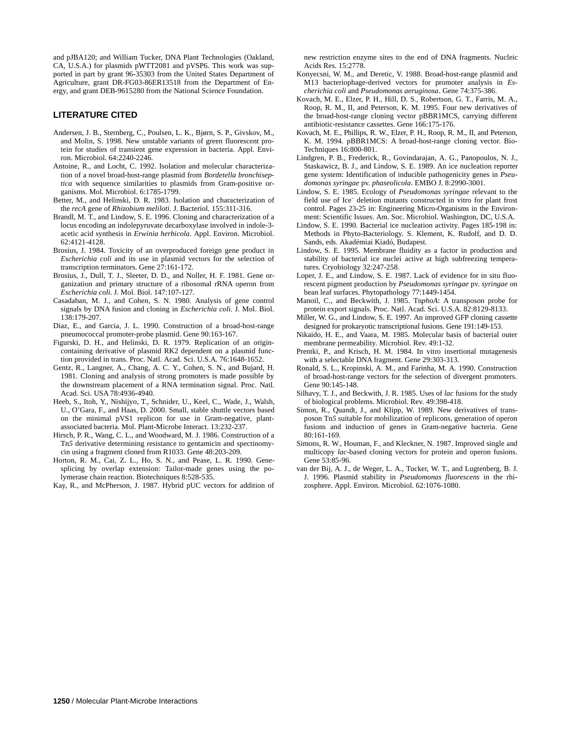and pJBA120; and William Tucker, DNA Plant Technologies (Oakland, CA, U.S.A.) for plasmids pWTT2081 and pVSP6. This work was supported in part by grant 96-35303 from the United States Department of Agriculture, grant DR-FG03-86ER13518 from the Department of Energy, and grant DEB-9615280 from the National Science Foundation.

## LITERATURE CITED

Andersen, J. B., Sternberg, C., Poulsen, L. K., Bjørn, S. P., Givskov, M., and Molin, S. 1998. New unstable variants of green fluorescent protein for studies of transient gene expression in bacteria. Appl. Environ. Microbiol. 64:2240-2246.

Antoine, R., and Locht, C. 1992. Isolation and molecular characterization of a novel broad-host-range plasmid from *Bordetella bronchiseptica* with sequence similarities to plasmids from Gram-positive organisms. Mol. Microbiol. 6:1785-1799.

Better, M., and Helinski, D. R. 1983. Isolation and characterization of the *recA* gene of *Rhizobium meliloti*. J. Bacteriol. 155:311-316.

Brandl, M. T., and Lindow, S. E. 1996. Cloning and characterization of a locus encoding an indolepyruvate decarboxylase involved in indole-3-acetic acid synthesis in *Erwinia herbicola*. Appl. Environ. Microbiol. 62:4121-4128.

Brosius, J. 1984. Toxicity of an overproduced foreign gene product in *Escherichia coli* and its use in plasmid vectors for the selection of transcription terminators. Gene 27:161-172.

Brosius, J., Dull, T. J., Sleeter, D. D., and Noller, H. F. 1981. Gene organization and primary structure of a ribosomal rRNA operon from *Escherichia coli*. J. Mol. Biol. 147:107-127.

Casadaban, M. J., and Cohen, S. N. 1980. Analysis of gene control signals by DNA fusion and cloning in *Escherichia coli*. J. Mol. Biol. 138:179-207.

Diaz, E., and Garcia, J. L. 1990. Construction of a broad-host-range pneumococcal promoter-probe plasmid. Gene 90:163-167.

Figurski, D. H., and Helinski, D. R. 1979. Replication of an origin-containing derivative of plasmid RK2 dependent on a plasmid function provided in trans. Proc. Natl. Acad. Sci. U.S.A. 76:1648-1652.

Gentz, R., Langner, A., Chang, A. C. Y., Cohen, S. N., and Bujard, H. 1981. Cloning and analysis of strong promoters is made possible by the downstream placement of a RNA termination signal. Proc. Natl. Acad. Sci. USA 78:4936-4940.

Heeb, S., Itoh, Y., Nishijyo, T., Schnider, U., Keel, C., Wade, J., Walsh, U., O'Gara, F., and Haas, D. 2000. Small, stable shuttle vectors based on the minimal pVS1 replicon for use in Gram-negative, plant-associated bacteria. Mol. Plant-Microbe Interact. 13:232-237.

Hirsch, P. R., Wang, C. L., and Woodward, M. J. 1986. Construction of a Tn*5* derivative determining resistance to gentamicin and spectinomycin using a fragment cloned from R1033. Gene 48:203-209.

Horton, R. M., Cai, Z. L., Ho, S. N., and Pease, L. R. 1990. Gene-splicing by overlap extension: Tailor-made genes using the polymerase chain reaction. Biotechniques 8:528-535.

Kay, R., and McPherson, J. 1987. Hybrid pUC vectors for addition of new restriction enzyme sites to the end of DNA fragments. Nucleic Acids Res. 15:2778.

Konyecsni, W. M., and Deretic, V. 1988. Broad-host-range plasmid and M13 bacteriophage-derived vectors for promoter analysis in *Escherichia coli* and *Pseudomonas aeruginosa*. Gene 74:375-386.

Kovach, M. E., Elzer, P. H., Hill, D. S., Robertson, G. T., Farris, M. A., Roop, R. M., II, and Peterson, K. M. 1995. Four new derivatives of the broad-host-range cloning vector pBBR1MCS, carrying different antibiotic-resistance cassettes. Gene 166:175-176.

Kovach, M. E., Phillips, R. W., Elzer, P. H., Roop, R. M., II, and Peterson, K. M. 1994. pBBR1MCS: A broad-host-range cloning vector. BioTechniques 16:800-801.

Lindgren, P. B., Frederick, R., Govindarajan, A. G., Panopoulos, N. J., Staskawicz, B. J., and Lindow, S. E. 1989. An ice nucleation reporter gene system: Identification of inducible pathogenicity genes in *Pseudomonas syringae* pv. *phaseolicola*. EMBO J. 8:2990-3001.

Lindow, S. E. 1985. Ecology of *Pseudomonas syringae* relevant to the field use of Ice$^{-}$ deletion mutants constructed in vitro for plant frost control. Pages 23-25 in: Engineering Micro-Organisms in the Environment: Scientific Issues. Am. Soc. Microbiol. Washington, DC, U.S.A.

Lindow, S. E. 1990. Bacterial ice nucleation activity. Pages 185-198 in: Methods in Phyto-Bacteriology. S. Klement, K. Rudolf, and D. D. Sands, eds. Akadémiai Kiadó, Budapest.

Lindow, S. E. 1995. Membrane fluidity as a factor in production and stability of bacterial ice nuclei active at high subfreezing temperatures. Cryobiology 32:247-258.

Loper, J. E., and Lindow, S. E. 1987. Lack of evidence for in situ fluorescent pigment production by *Pseudomonas syringae* pv. *syringae* on bean leaf surfaces. Phytopathology 77:1449-1454.

Manoil, C., and Beckwith, J. 1985. Tn*phoA*: A transposon probe for protein export signals. Proc. Natl. Acad. Sci. U.S.A. 82:8129-8133.

Miller, W. G., and Lindow, S. E. 1997. An improved GFP cloning cassette designed for prokaryotic transcriptional fusions. Gene 191:149-153.

Nikaido, H. E., and Vaara, M. 1985. Molecular basis of bacterial outer membrane permeability. Microbiol. Rev. 49:1-32.

Prentki, P., and Krisch, H. M. 1984. In vitro insertional mutagenesis with a selectable DNA fragment. Gene 29:303-313.

Ronald, S. L., Kropinski, A. M., and Farinha, M. A. 1990. Construction of broad-host-range vectors for the selection of divergent promoters. Gene 90:145-148.

Silhavy, T. J., and Beckwith, J. R. 1985. Uses of *lac* fusions for the study of biological problems. Microbiol. Rev. 49:398-418.

Simon, R., Quandt, J., and Klipp, W. 1989. New derivatives of transposon Tn*5* suitable for mobilization of replicons, generation of operon fusions and induction of genes in Gram-negative bacteria. Gene 80:161-169.

Simons, R. W., Houman, F., and Kleckner, N. 1987. Improved single and multicopy *lac*-based cloning vectors for protein and operon fusions. Gene 53:85-96.

van der Bij, A. J., de Weger, L. A., Tucker, W. T., and Lugtenberg, B. J. J. 1996. Plasmid stability in *Pseudomonas fluorescens* in the rhizosphere. Appl. Environ. Microbiol. 62:1076-1080.